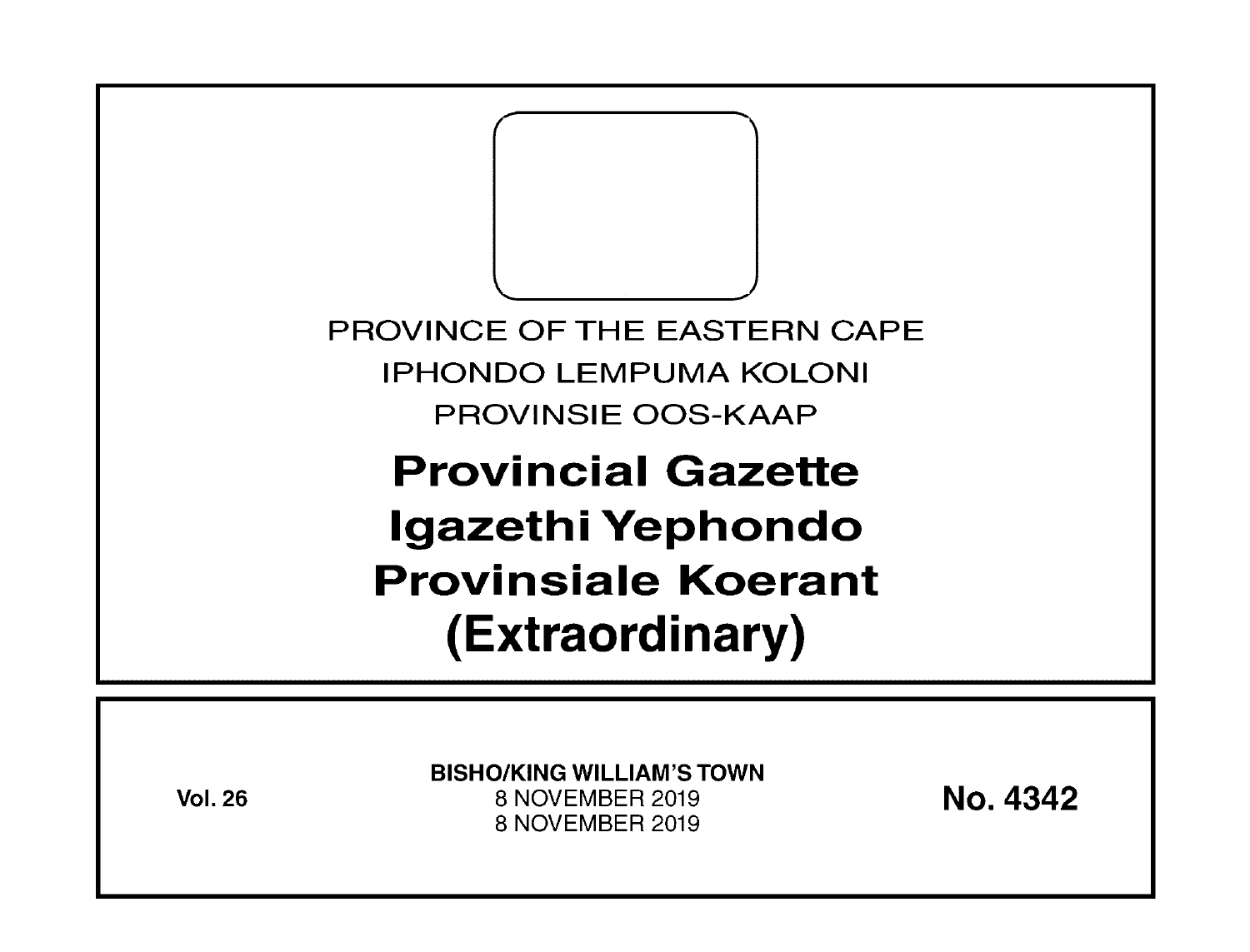PROVINCE OF THE EASTERN CAPE

IPHONDO LEMPUMA KOLONI

PROVINSIE OOS-KAAP

# Provincial Gazette
# Igazethi Yephondo
# Provinsiale Koerant
# (Extraordinary)

**Vol. 26**

**BISHO/KING WILLIAM'S TOWN**

8 NOVEMBER 2019

8 NOVEMBER 2019

**No. 4342**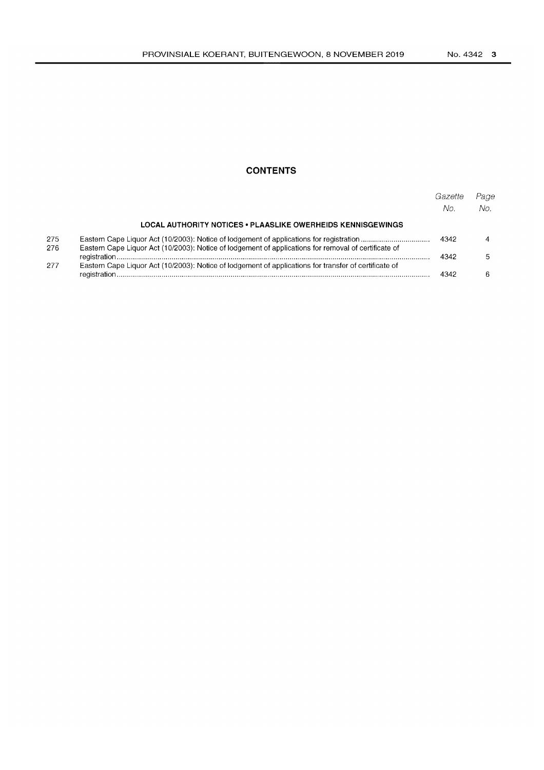## CONTENTS

| | | Gazette No. | Page No. |
|---|---|---|---|
| | **LOCAL AUTHORITY NOTICES • PLAASLIKE OWERHEIDS KENNISGEWINGS** | | |
| 275 | Eastern Cape Liquor Act (10/2003): Notice of lodgement of applications for registration | 4342 | 4 |
| 276 | Eastern Cape Liquor Act (10/2003): Notice of lodgement of applications for removal of certificate of registration | 4342 | 5 |
| 277 | Eastern Cape Liquor Act (10/2003): Notice of lodgement of applications for transfer of certificate of registration | 4342 | 6 |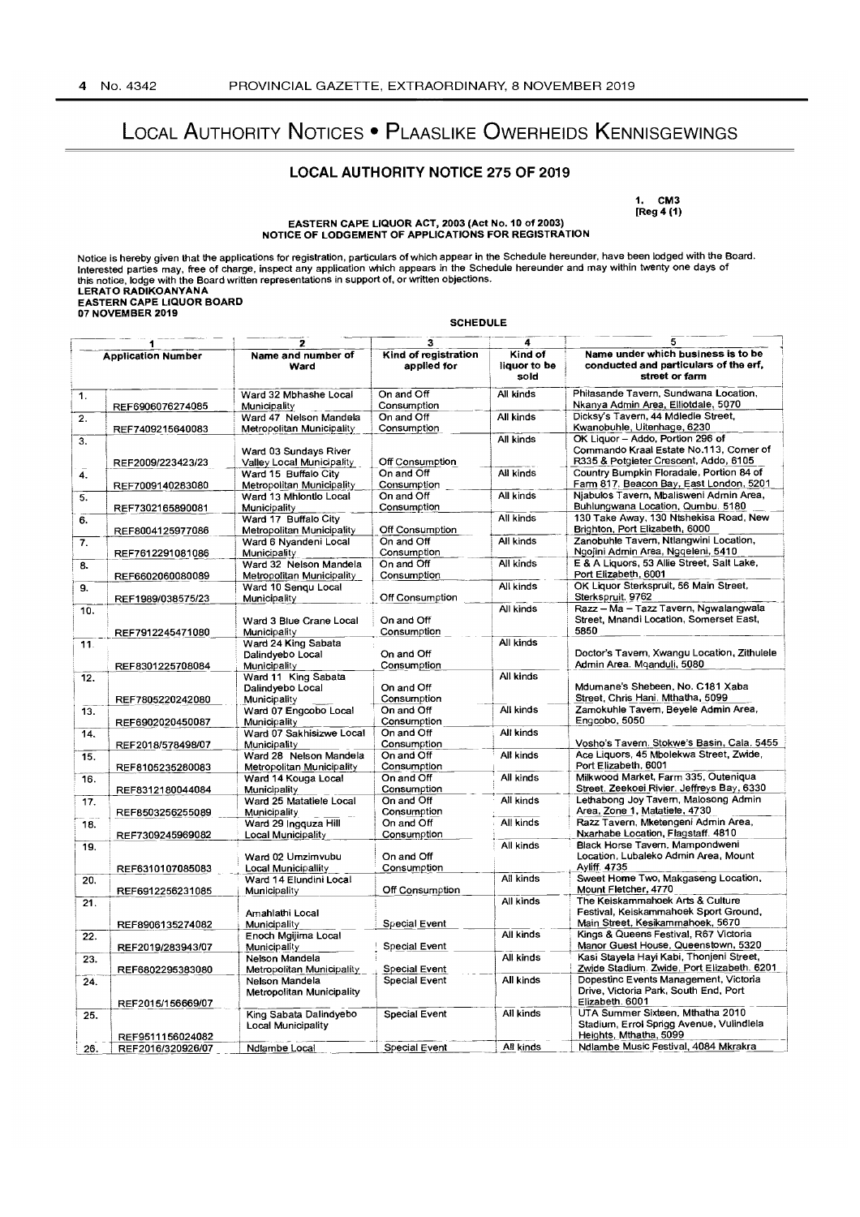# LOCAL AUTHORITY NOTICES • PLAASLIKE OWERHEIDS KENNISGEWINGS

## LOCAL AUTHORITY NOTICE 275 OF 2019

1. CM3
[Reg 4 (1)

**EASTERN CAPE LIQUOR ACT, 2003 (Act No. 10 of 2003)**
**NOTICE OF LODGEMENT OF APPLICATIONS FOR REGISTRATION**

Notice is hereby given that the applications for registration, particulars of which appear in the Schedule hereunder, have been lodged with the Board. Interested parties may, free of charge, inspect any application which appears in the Schedule hereunder and may within twenty one days of this notice, lodge with the Board written representations in support of, or written objections.

**LERATO RADIKOANYANA**
**EASTERN CAPE LIQUOR BOARD**
**07 NOVEMBER 2019**

**SCHEDULE**

| 1 | | 2 | 3 | 4 | 5 |
|---|---|---|---|---|---|
| Application Number | | Name and number of Ward | Kind of registration applied for | Kind of liquor to be sold | Name under which business is to be conducted and particulars of the erf, street or farm |
| 1. | REF6906076274085 | Ward 32 Mbhashe Local Municipality | On and Off Consumption | All kinds | Philasande Tavern, Sundwana Location, Nkanya Admin Area, Elliotdale, 5070 |
| 2. | REF7409215640083 | Ward 47 Nelson Mandela Metropolitan Municipality | On and Off Consumption | All kinds | Dicksy's Tavern, 44 Mdledle Street, Kwanobuhle, Uitenhage, 6230 |
| 3. | REF2009/223423/23 | Ward 03 Sundays River Valley Local Municipality | Off Consumption | All kinds | OK Liquor – Addo, Portion 296 of Commando Kraal Estate No.113, Corner of R335 & Potgieter Crescent, Addo, 6105 |
| 4. | REF7009140283080 | Ward 15 Buffalo City Metropolitan Municipality | On and Off Consumption | All kinds | Country Bumpkin Floradale, Portion 84 of Farm 817, Beacon Bay, East London, 5201 |
| 5. | REF7302165890081 | Ward 13 Mhlontlo Local Municipality | On and Off Consumption | All kinds | Njabulos Tavern, Mbalisweni Admin Area, Buhlungwana Location, Qumbu, 5180 |
| 6. | REF8004125977086 | Ward 17 Buffalo City Metropolitan Municipality | Off Consumption | All kinds | 130 Take Away, 130 Ntshekisa Road, New Brighton, Port Elizabeth, 6000 |
| 7. | REF7612291081086 | Ward 6 Nyandeni Local Municipality | On and Off Consumption | All kinds | Zanobuhle Tavern, Ntlangwini Location, Ngojini Admin Area, Ngqeleni, 5410 |
| 8. | REF6602060080089 | Ward 32 Nelson Mandela Metropolitan Municipality | On and Off Consumption | All kinds | E & A Liquors, 53 Allie Street, Salt Lake, Port Elizabeth, 6001 |
| 9. | REF1989/038575/23 | Ward 10 Senqu Local Municipality | Off Consumption | All kinds | OK Liquor Sterkspruit, 56 Main Street, Sterkspruit, 9762 |
| 10. | REF7912245471080 | Ward 3 Blue Crane Local Municipality | On and Off Consumption | All kinds | Razz – Ma – Tazz Tavern, Ngwalangwala Street, Mnandi Location, Somerset East, 5850 |
| 11. | REF8301225708084 | Ward 24 King Sabata Dalindyebo Local Municipality | On and Off Consumption | All kinds | Doctor's Tavern, Xwangu Location, Zithulele Admin Area, Mqanduli, 5080 |
| 12. | REF7805220242080 | Ward 11 King Sabata Dalindyebo Local Municipality | On and Off Consumption | All kinds | Mdumane's Shebeen, No. C181 Xaba Street, Chris Hani, Mthatha, 5099 |
| 13. | REF6902020450087 | Ward 07 Engcobo Local Municipality | On and Off Consumption | All kinds | Zamokuhle Tavern, Beyele Admin Area, Engcobo, 5050 |
| 14. | REF2018/578498/07 | Ward 07 Sakhisizwe Local Municipality | On and Off Consumption | All kinds | Vosho's Tavern, Stokwe's Basin, Cala, 5455 |
| 15. | REF8105235280083 | Ward 28 Nelson Mandela Metropolitan Municipality | On and Off Consumption | All kinds | Ace Liquors, 45 Mbolekwa Street, Zwide, Port Elizabeth, 6001 |
| 16. | REF8312180044084 | Ward 14 Kouga Local Municipality | On and Off Consumption | All kinds | Milkwood Market, Farm 335, Outeniqua Street, Zeekoei Rivier, Jeffreys Bay, 6330 |
| 17. | REF8503256255089 | Ward 25 Matatiele Local Municipality | On and Off Consumption | All kinds | Lethabong Joy Tavern, Malosong Admin Area, Zone 1, Matatiele, 4730 |
| 18. | REF7309245969082 | Ward 29 Ingquza Hill Local Municipality | On and Off Consumption | All kinds | Razz Tavern, Mketengeni Admin Area, Nxarhabe Location, Flagstaff, 4810 |
| 19. | REF6310107085083 | Ward 02 Umzimvubu Local Municipality | On and Off Consumption | All kinds | Black Horse Tavern, Mampondweni Location, Lubaleko Admin Area, Mount Ayliff, 4735 |
| 20. | REF6912256231085 | Ward 14 Elundini Local Municipality | Off Consumption | All kinds | Sweet Home Two, Makgaseng Location, Mount Fletcher, 4770 |
| 21. | REF8906135274082 | Amahlathi Local Municipality | Special Event | All kinds | The Keiskammahoek Arts & Culture Festival, Keiskammahoek Sport Ground, Main Street, Kesikammahoek, 5670 |
| 22. | REF2019/283943/07 | Enoch Mgijima Local Municipality | Special Event | All kinds | Kings & Queens Festival, R67 Victoria Manor Guest House, Queenstown, 5320 |
| 23. | REF8802295383080 | Nelson Mandela Metropolitan Municipality | Special Event | All kinds | Kasi Stayela Hayi Kabi, Thonjeni Street, Zwide Stadium, Zwide, Port Elizabeth, 6201 |
| 24. | REF2015/156669/07 | Nelson Mandela Metropolitan Municipality | Special Event | All kinds | Dopestinc Events Management, Victoria Drive, Victoria Park, South End, Port Elizabeth, 6001 |
| 25. | REF9511156024082 | King Sabata Dalindyebo Local Municipality | Special Event | All kinds | UTA Summer Sixteen, Mthatha 2010 Stadium, Errol Sprigg Avenue, Vulindlela Heights, Mthatha, 5099 |
| 26. | REF2016/320926/07 | Ndlambe Local | Special Event | All kinds | Ndlambe Music Festival, 4084 Mkrakra |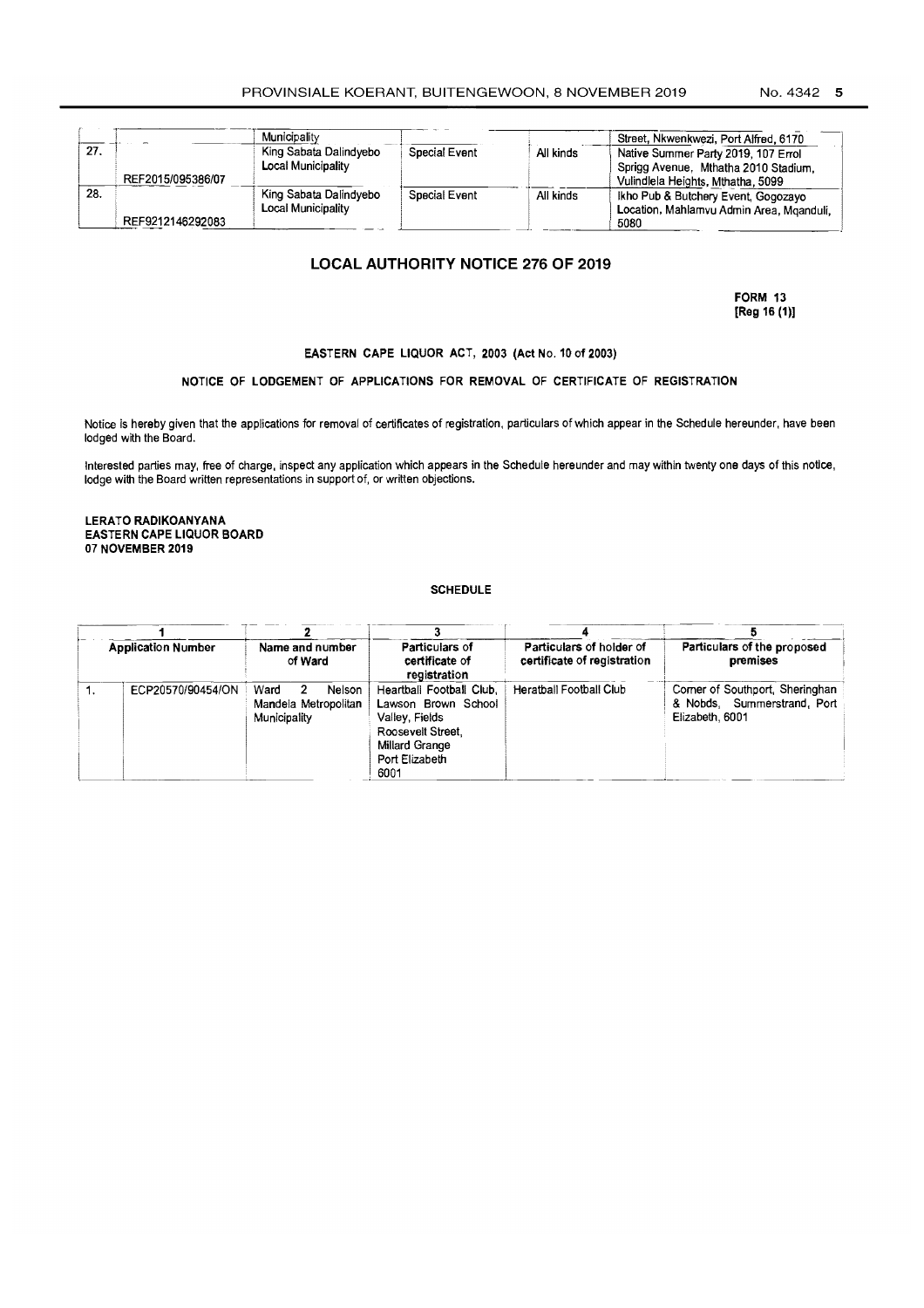| | | | | | |
|---|---|---|---|---|---|
| | | Municipality | | | Street, Nkwenkwezi, Port Alfred, 6170 |
| 27. | REF2015/095386/07 | King Sabata Dalindyebo Local Municipality | Special Event | All kinds | Native Summer Party 2019, 107 Errol Sprigg Avenue, Mthatha 2010 Stadium, Vulindlela Heights, Mthatha, 5099 |
| 28. | REF9212146292083 | King Sabata Dalindyebo Local Municipality | Special Event | All kinds | Ikho Pub & Butchery Event, Gogozayo Location, Mahlamvu Admin Area, Mqanduli, 5080 |

## LOCAL AUTHORITY NOTICE 276 OF 2019

**FORM 13**
**[Reg 16 (1)]**

**EASTERN CAPE LIQUOR ACT, 2003 (Act No. 10 of 2003)**

**NOTICE OF LODGEMENT OF APPLICATIONS FOR REMOVAL OF CERTIFICATE OF REGISTRATION**

Notice is hereby given that the applications for removal of certificates of registration, particulars of which appear in the Schedule hereunder, have been lodged with the Board.

Interested parties may, free of charge, inspect any application which appears in the Schedule hereunder and may within twenty one days of this notice, lodge with the Board written representations in support of, or written objections.

**LERATO RADIKOANYANA**
**EASTERN CAPE LIQUOR BOARD**
**07 NOVEMBER 2019**

**SCHEDULE**

| 1 | | 2 | 3 | 4 | 5 |
|---|---|---|---|---|---|
| **Application Number** | | **Name and number of Ward** | **Particulars of certificate of registration** | **Particulars of holder of certificate of registration** | **Particulars of the proposed premises** |
| 1. | ECP20570/90454/ON | Ward 2 Nelson Mandela Metropolitan Municipality | Heartball Football Club, Lawson Brown School Valley, Fields Roosevelt Street, Millard Grange Port Elizabeth 6001 | Heratball Football Club | Corner of Southport, Sheringhan & Nobds, Summerstrand, Port Elizabeth, 6001 |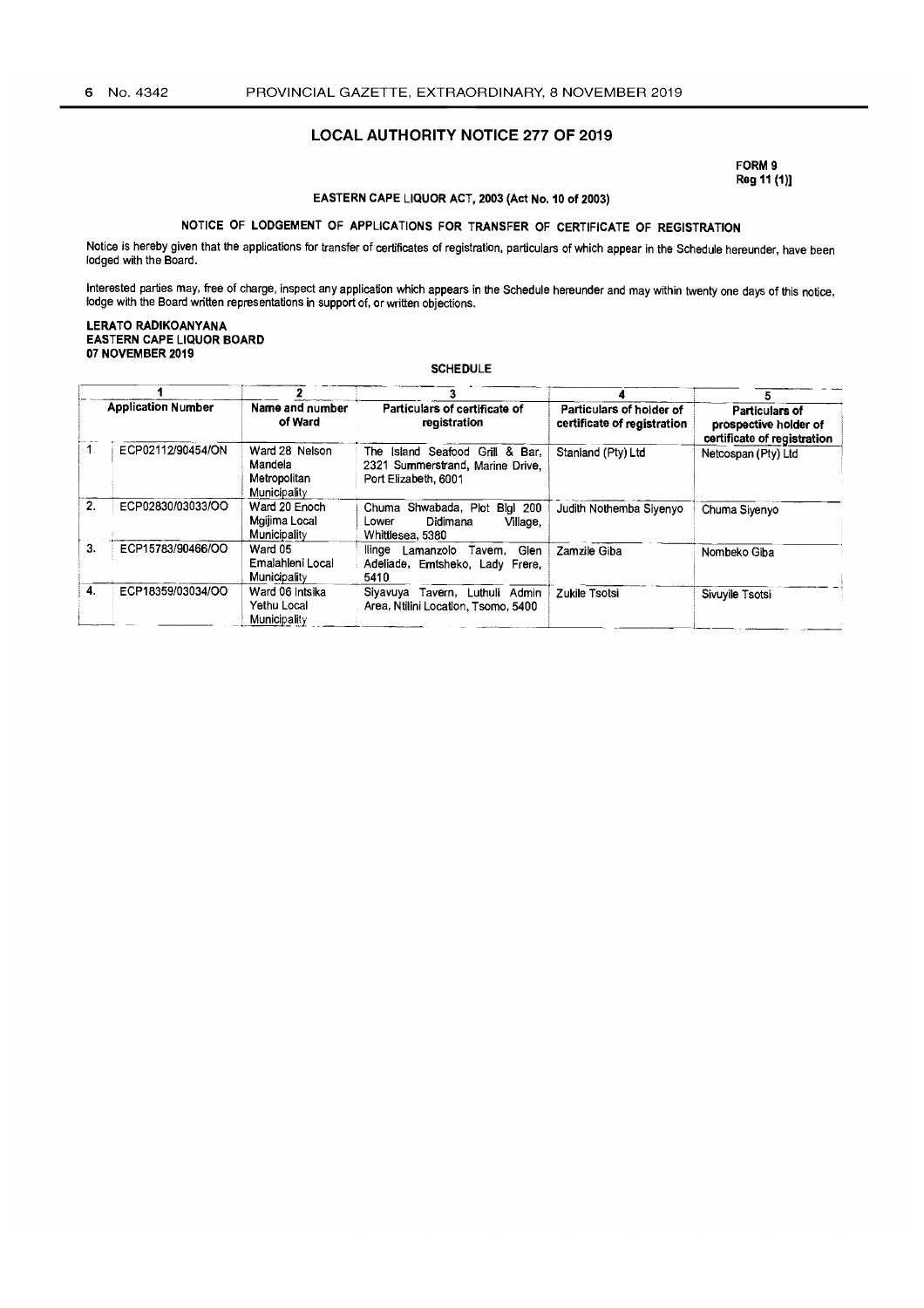## LOCAL AUTHORITY NOTICE 277 OF 2019

**FORM 9**
**Reg 11 (1)]**

### EASTERN CAPE LIQUOR ACT, 2003 (Act No. 10 of 2003)

### NOTICE OF LODGEMENT OF APPLICATIONS FOR TRANSFER OF CERTIFICATE OF REGISTRATION

Notice is hereby given that the applications for transfer of certificates of registration, particulars of which appear in the Schedule hereunder, have been lodged with the Board.

Interested parties may, free of charge, inspect any application which appears in the Schedule hereunder and may within twenty one days of this notice, lodge with the Board written representations in support of, or written objections.

**LERATO RADIKOANYANA**
**EASTERN CAPE LIQUOR BOARD**
**07 NOVEMBER 2019**

**SCHEDULE**

| | 1 | 2 | 3 | 4 | 5 |
|---|---|---|---|---|---|
| | **Application Number** | **Name and number of Ward** | **Particulars of certificate of registration** | **Particulars of holder of certificate of registration** | **Particulars of prospective holder of certificate of registration** |
| 1. | ECP02112/90454/ON | Ward 28 Nelson Mandela Metropolitan Municipality | The Island Seafood Grill & Bar, 2321 Summerstrand, Marine Drive, Port Elizabeth, 6001 | Stanland (Pty) Ltd | Netcospan (Pty) Ltd |
| 2. | ECP02830/03033/OO | Ward 20 Enoch Mgijima Local Municipality | Chuma Shwabada, Plot Blgl 200 Lower Didimana Village, Whittlesea, 5380 | Judith Nothemba Siyenyo | Chuma Siyenyo |
| 3. | ECP15783/90466/OO | Ward 05 Emalahleni Local Municipality | Ilinge Lamanzolo Tavern, Glen Adeliade, Emtsheko, Lady Frere, 5410 | Zamzile Giba | Nombeko Giba |
| 4. | ECP18359/03034/OO | Ward 06 Intsika Yethu Local Municipality | Siyavuya Tavern, Luthuli Admin Area, Ntilini Location, Tsomo, 5400 | Zukile Tsotsi | Sivuyile Tsotsi |